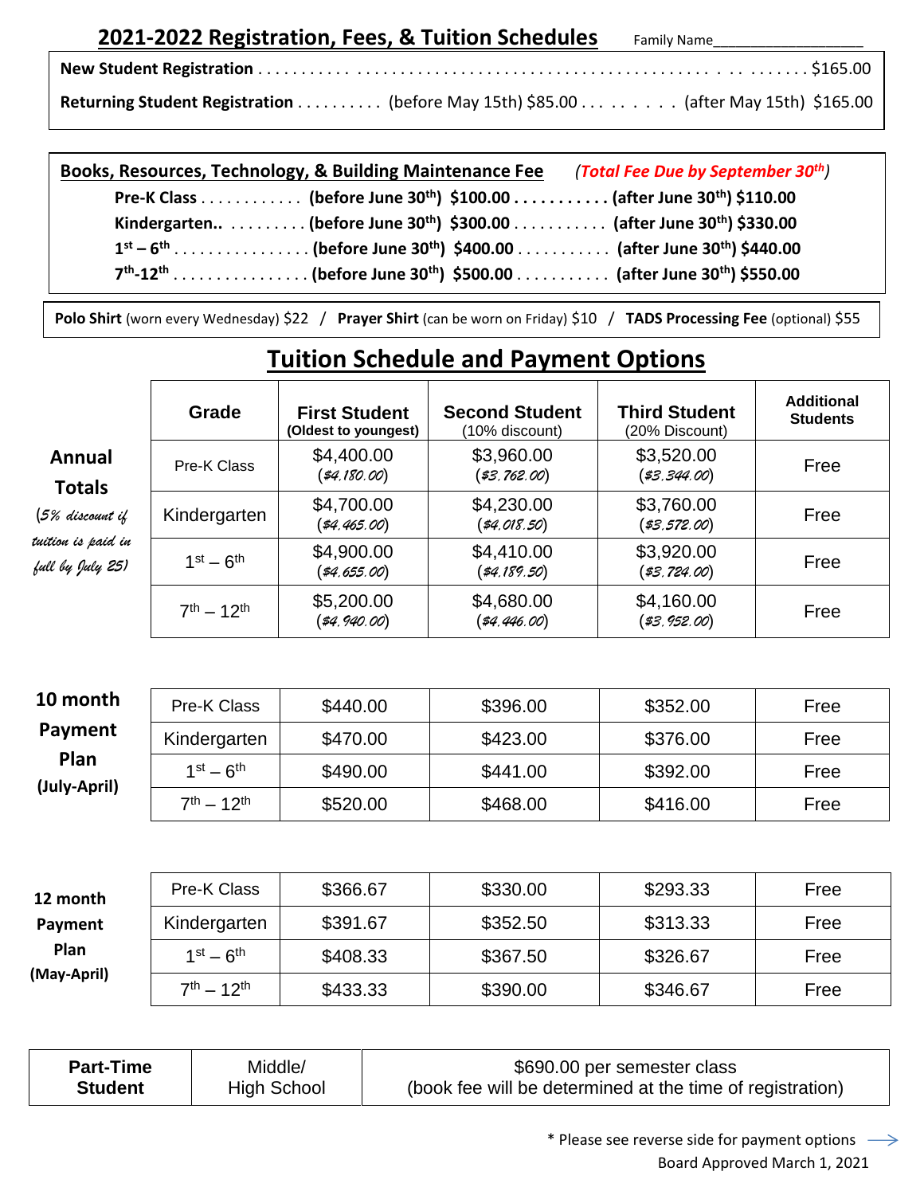## 2021-2022 Registration, Fees, & Tuition Schedules

Family Name__________________

**New Student Registration** . . . . . . . . . . . . . . . . . . . . . . . . . . . . . . . . . . . . . . . . . . . . . . . . . . . . . . $165.00

**Returning Student Registration** . . . . . . . . . . (before May 15th) $85.00 . . . . . . . . . (after May 15th) $165.00

**Books, Resources, Technology, & Building Maintenance Fee** *(Total Fee Due by September 30th)*

- **Pre-K Class** . . . . . . . . . . . . **(before June 30th) $100.00** . . . . . . . . . . . **(after June 30th) $110.00**
- **Kindergarten..** . . . . . . . . . **(before June 30th) $300.00** . . . . . . . . . . . **(after June 30th) $330.00**
- **1st – 6th** . . . . . . . . . . . . . . . . **(before June 30th) $400.00** . . . . . . . . . . . **(after June 30th) $440.00**
- **7th-12th** . . . . . . . . . . . . . . . . **(before June 30th) $500.00** . . . . . . . . . . . **(after June 30th) $550.00**

**Polo Shirt** (worn every Wednesday) $22 / **Prayer Shirt** (can be worn on Friday) $10 / **TADS Processing Fee** (optional) $55

## Tuition Schedule and Payment Options

| | Grade | First Student (Oldest to youngest) | Second Student (10% discount) | Third Student (20% Discount) | Additional Students |
|---|---|---|---|---|---|
| **Annual Totals** (*5% discount if tuition is paid in full by July 25*) | Pre-K Class | $4,400.00 (*$4,180.00*) | $3,960.00 (*$3,762.00*) | $3,520.00 (*$3,344.00*) | Free |
| | Kindergarten | $4,700.00 (*$4,465.00*) | $4,230.00 (*$4,018.50*) | $3,760.00 (*$3,572.00*) | Free |
| | 1st – 6th | $4,900.00 (*$4,655.00*) | $4,410.00 (*$4,189.50*) | $3,920.00 (*$3,724.00*) | Free |
| | 7th – 12th | $5,200.00 (*$4,940.00*) | $4,680.00 (*$4,446.00*) | $4,160.00 (*$3,952.00*) | Free |

| | Grade | First Student | Second Student | Third Student | Additional Students |
|---|---|---|---|---|---|
| **10 month Payment Plan (July-April)** | Pre-K Class | $440.00 | $396.00 | $352.00 | Free |
| | Kindergarten | $470.00 | $423.00 | $376.00 | Free |
| | 1st – 6th | $490.00 | $441.00 | $392.00 | Free |
| | 7th – 12th | $520.00 | $468.00 | $416.00 | Free |

| | Grade | First Student | Second Student | Third Student | Additional Students |
|---|---|---|---|---|---|
| **12 month Payment Plan (May-April)** | Pre-K Class | $366.67 | $330.00 | $293.33 | Free |
| | Kindergarten | $391.67 | $352.50 | $313.33 | Free |
| | 1st – 6th | $408.33 | $367.50 | $326.67 | Free |
| | 7th – 12th | $433.33 | $390.00 | $346.67 | Free |

| **Part-Time Student** | Middle/ High School | $690.00 per semester class (book fee will be determined at the time of registration) |
|---|---|---|

\* Please see reverse side for payment options →

Board Approved March 1, 2021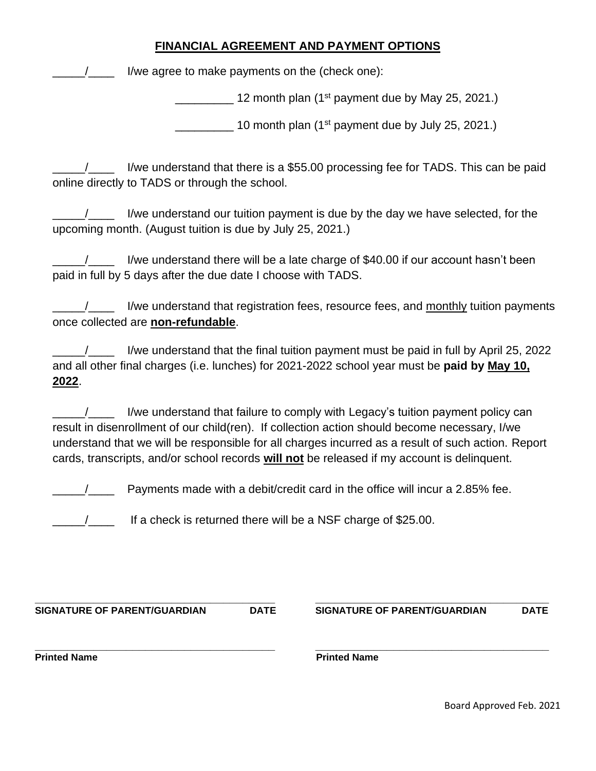## **FINANCIAL AGREEMENT AND PAYMENT OPTIONS**

_____/____ I/we agree to make payments on the (check one):

_________ 12 month plan (1st payment due by May 25, 2021.)

_________ 10 month plan (1st payment due by July 25, 2021.)

_____/____ I/we understand that there is a $55.00 processing fee for TADS. This can be paid online directly to TADS or through the school.

_____/____ I/we understand our tuition payment is due by the day we have selected, for the upcoming month. (August tuition is due by July 25, 2021.)

_____/____ I/we understand there will be a late charge of $40.00 if our account hasn't been paid in full by 5 days after the due date I choose with TADS.

_____/____ I/we understand that registration fees, resource fees, and monthly tuition payments once collected are **non-refundable**.

_____/____ I/we understand that the final tuition payment must be paid in full by April 25, 2022 and all other final charges (i.e. lunches) for 2021-2022 school year must be **paid by May 10, 2022**.

_____/____ I/we understand that failure to comply with Legacy's tuition payment policy can result in disenrollment of our child(ren). If collection action should become necessary, I/we understand that we will be responsible for all charges incurred as a result of such action. Report cards, transcripts, and/or school records **will not** be released if my account is delinquent.

_____/____ Payments made with a debit/credit card in the office will incur a 2.85% fee.

_____/____ If a check is returned there will be a NSF charge of $25.00.

_______________________________________ _______________________________________
**SIGNATURE OF PARENT/GUARDIAN DATE** **SIGNATURE OF PARENT/GUARDIAN DATE**

_______________________________________ _______________________________________
**Printed Name** **Printed Name**

Board Approved Feb. 2021